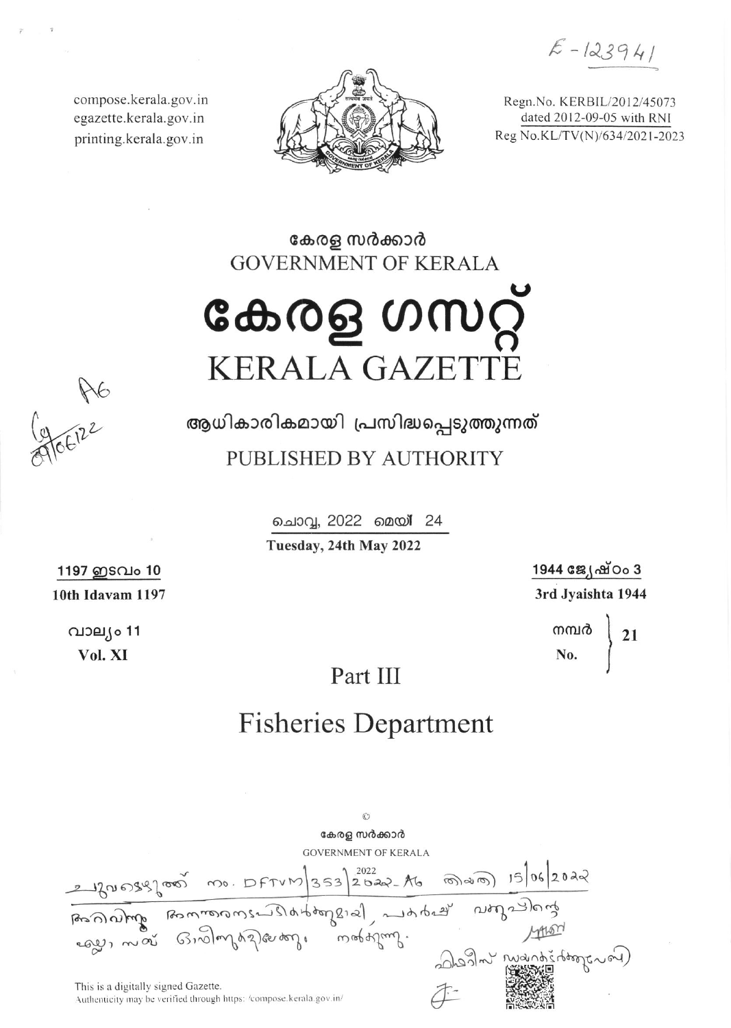compose.kerala.gov.in
egazette.kerala.gov.in
printing.kerala.gov.in

Regn.No. KERBIL/2012/45073
dated 2012-09-05 with RNI
Reg No.KL/TV(N)/634/2021-2023

കേരള സർക്കാർ
GOVERNMENT OF KERALA

# കേരള ഗസറ്റ്
# KERALA GAZETTE

ആധികാരികമായി പ്രസിദ്ധപ്പെടുത്തുന്നത്

PUBLISHED BY AUTHORITY

ചൊവ്വ, 2022 മെയ് 24

**Tuesday, 24th May 2022**

| | |
|---|---|
| **1197 ഇടവം 10** | **1944 ജ്യേഷ്ഠം 3** |
| **10th Idavam 1197** | **3rd Jyaishta 1944** |
| **വാല്യം 11** | **നമ്പർ 21** |
| **Vol. XI** | **No.** |

## Part III

## Fisheries Department

©

കേരള സർക്കാർ

GOVERNMENT OF KERALA

This is a digitally signed Gazette.
Authenticity may be verified through https://compose.kerala.gov.in/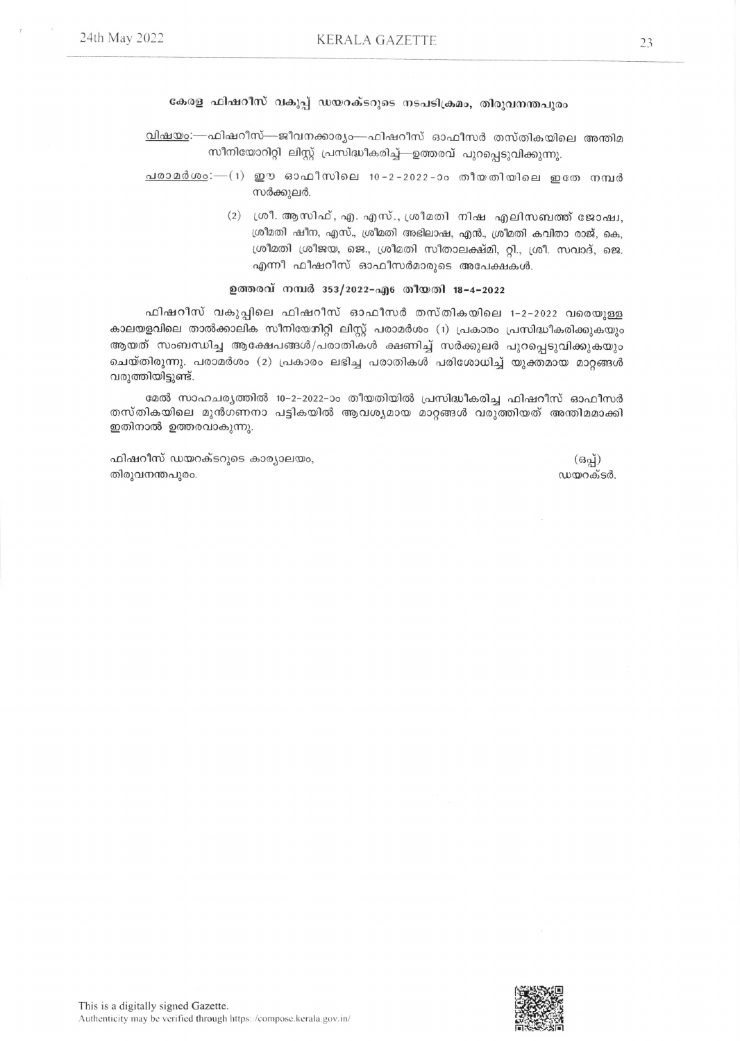**കേരള ഫിഷറീസ് വകുപ്പ് ഡയറക്ടറുടെ നടപടിക്രമം, തിരുവനന്തപുരം**

<u>വിഷയം</u>:—ഫിഷറീസ്—ജീവനക്കാര്യം—ഫിഷറീസ് ഓഫീസർ തസ്തികയിലെ അന്തിമ സീനിയോറിറ്റി ലിസ്റ്റ് പ്രസിദ്ധീകരിച്ച്—ഉത്തരവ് പുറപ്പെടുവിക്കുന്നു.

<u>പരാമർശം</u>:—(1) ഈ ഓഫീസിലെ 10-2-2022-ാം തീയതിയിലെ ഇതേ നമ്പർ സർക്കുലർ.

(2) ശ്രീ. ആസിഫ്, എ. എസ്., ശ്രീമതി നിഷ എലിസബത്ത് ജോഷ്വ, ശ്രീമതി ഷീന, എസ്., ശ്രീമതി അഭിലാഷ, എൻ., ശ്രീമതി കവിതാ രാജ്, കെ, ശ്രീമതി ശ്രീജയ, ജെ., ശ്രീമതി സീതാലക്ഷ്മി, റ്റി., ശ്രീ. സവാദ്, ജെ. എന്നീ ഫിഷറീസ് ഓഫീസർമാരുടെ അപേക്ഷകൾ.

**ഉത്തരവ് നമ്പർ 353/2022-എ6 തീയതി 18-4-2022**

ഫിഷറീസ് വകുപ്പിലെ ഫിഷറീസ് ഓഫീസർ തസ്തികയിലെ 1-2-2022 വരെയുള്ള കാലയളവിലെ താൽക്കാലിക സീനിയോറിറ്റി ലിസ്റ്റ് പരാമർശം (1) പ്രകാരം പ്രസിദ്ധീകരിക്കുകയും ആയത് സംബന്ധിച്ച ആക്ഷേപങ്ങൾ/പരാതികൾ ക്ഷണിച്ച് സർക്കുലർ പുറപ്പെടുവിക്കുകയും ചെയ്തിരുന്നു. പരാമർശം (2) പ്രകാരം ലഭിച്ച പരാതികൾ പരിശോധിച്ച് യുക്തമായ മാറ്റങ്ങൾ വരുത്തിയിട്ടുണ്ട്.

മേൽ സാഹചര്യത്തിൽ 10-2-2022-ാം തീയതിയിൽ പ്രസിദ്ധീകരിച്ച ഫിഷറീസ് ഓഫീസർ തസ്തികയിലെ മുൻഗണനാ പട്ടികയിൽ ആവശ്യമായ മാറ്റങ്ങൾ വരുത്തിയത് അന്തിമമാക്കി ഇതിനാൽ ഉത്തരവാകുന്നു.

ഫിഷറീസ് ഡയറക്ടറുടെ കാര്യാലയം,
തിരുവനന്തപുരം.

(ഒപ്പ്)
ഡയറക്ടർ.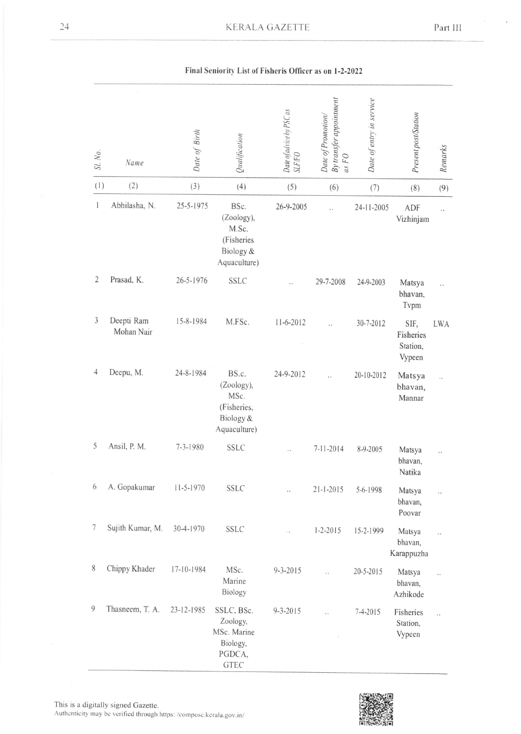**Final Seniority List of Fisheris Officer as on 1-2-2022**

| Sl. No. | Name | Date of Birth | Qualification | Date of advice by PSC as SLF/FO | Date of Promotion/ By transfer appointment as FO | Date of entry in service | Present post/Station | Remarks |
|---|---|---|---|---|---|---|---|---|
| (1) | (2) | (3) | (4) | (5) | (6) | (7) | (8) | (9) |
| 1 | Abhilasha, N. | 25-5-1975 | BSc. (Zoology), M.Sc. (Fisheries Biology & Aquaculture) | 26-9-2005 | .. | 24-11-2005 | ADF Vizhinjam | .. |
| 2 | Prasad, K. | 26-5-1976 | SSLC | .. | 29-7-2008 | 24-9-2003 | Matsya bhavan, Tvpm | .. |
| 3 | Deepti Ram Mohan Nair | 15-8-1984 | M.FSc. | 11-6-2012 | .. | 30-7-2012 | SIF, Fisheries Station, Vypeen | LWA |
| 4 | Deepu, M. | 24-8-1984 | BS.c. (Zoology), MSc. (Fisheries, Biology & Aquaculture) | 24-9-2012 | .. | 20-10-2012 | Matsya bhavan, Mannar | .. |
| 5 | Ansil, P. M. | 7-3-1980 | SSLC | .. | 7-11-2014 | 8-9-2005 | Matsya bhavan, Natika | .. |
| 6 | A. Gopakumar | 11-5-1970 | SSLC | .. | 21-1-2015 | 5-6-1998 | Matsya bhavan, Poovar | .. |
| 7 | Sujith Kumar, M. | 30-4-1970 | SSLC | .. | 1-2-2015 | 15-2-1999 | Matsya bhavan, Karappuzha | .. |
| 8 | Chippy Khader | 17-10-1984 | MSc. Marine Biology | 9-3-2015 | .. | 20-5-2015 | Matsya bhavan, Azhikode | .. |
| 9 | Thasneem, T. A. | 23-12-1985 | SSLC, BSc. Zoology, MSc. Marine Biology, PGDCA, GTEC | 9-3-2015 | .. | 7-4-2015 | Fisheries Station, Vypeen | .. |

This is a digitally signed Gazette.
Authenticity may be verified through https://compose.kerala.gov.in/